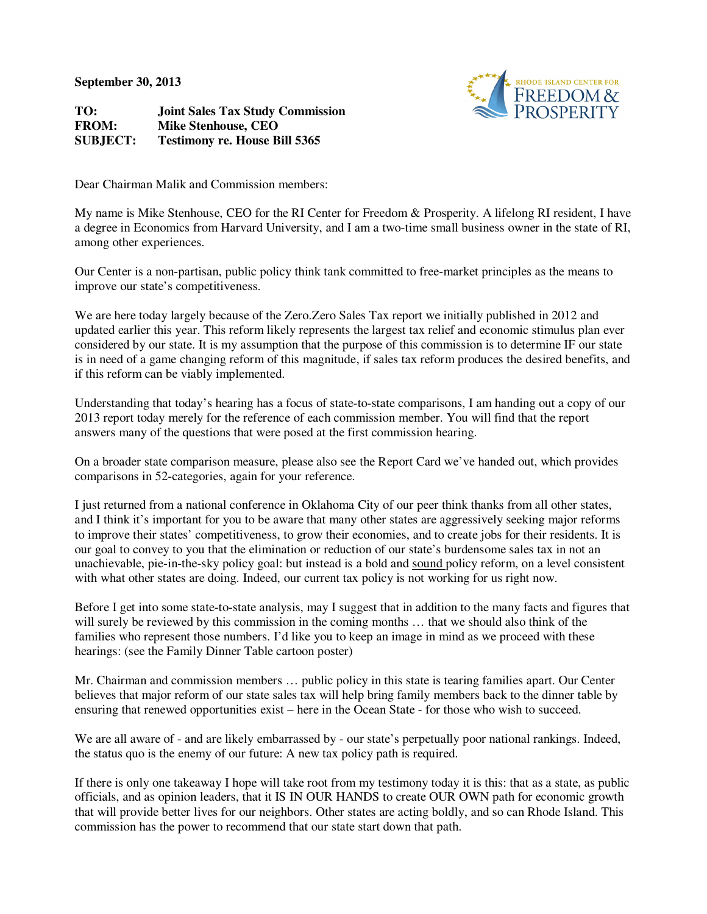**September 30, 2013**

RHODE ISLAND CENTER FOR FREEDOM & PROSPERITY

| | |
|---|---|
| **TO:** | **Joint Sales Tax Study Commission** |
| **FROM:** | **Mike Stenhouse, CEO** |
| **SUBJECT:** | **Testimony re. House Bill 5365** |

Dear Chairman Malik and Commission members:

My name is Mike Stenhouse, CEO for the RI Center for Freedom & Prosperity. A lifelong RI resident, I have a degree in Economics from Harvard University, and I am a two-time small business owner in the state of RI, among other experiences.

Our Center is a non-partisan, public policy think tank committed to free-market principles as the means to improve our state's competitiveness.

We are here today largely because of the Zero.Zero Sales Tax report we initially published in 2012 and updated earlier this year. This reform likely represents the largest tax relief and economic stimulus plan ever considered by our state. It is my assumption that the purpose of this commission is to determine IF our state is in need of a game changing reform of this magnitude, if sales tax reform produces the desired benefits, and if this reform can be viably implemented.

Understanding that today's hearing has a focus of state-to-state comparisons, I am handing out a copy of our 2013 report today merely for the reference of each commission member. You will find that the report answers many of the questions that were posed at the first commission hearing.

On a broader state comparison measure, please also see the Report Card we've handed out, which provides comparisons in 52-categories, again for your reference.

I just returned from a national conference in Oklahoma City of our peer think thanks from all other states, and I think it's important for you to be aware that many other states are aggressively seeking major reforms to improve their states' competitiveness, to grow their economies, and to create jobs for their residents. It is our goal to convey to you that the elimination or reduction of our state's burdensome sales tax in not an unachievable, pie-in-the-sky policy goal: but instead is a bold and <u>sound</u> policy reform, on a level consistent with what other states are doing. Indeed, our current tax policy is not working for us right now.

Before I get into some state-to-state analysis, may I suggest that in addition to the many facts and figures that will surely be reviewed by this commission in the coming months … that we should also think of the families who represent those numbers. I'd like you to keep an image in mind as we proceed with these hearings: (see the Family Dinner Table cartoon poster)

Mr. Chairman and commission members … public policy in this state is tearing families apart. Our Center believes that major reform of our state sales tax will help bring family members back to the dinner table by ensuring that renewed opportunities exist – here in the Ocean State - for those who wish to succeed.

We are all aware of - and are likely embarrassed by - our state's perpetually poor national rankings. Indeed, the status quo is the enemy of our future: A new tax policy path is required.

If there is only one takeaway I hope will take root from my testimony today it is this: that as a state, as public officials, and as opinion leaders, that it IS IN OUR HANDS to create OUR OWN path for economic growth that will provide better lives for our neighbors. Other states are acting boldly, and so can Rhode Island. This commission has the power to recommend that our state start down that path.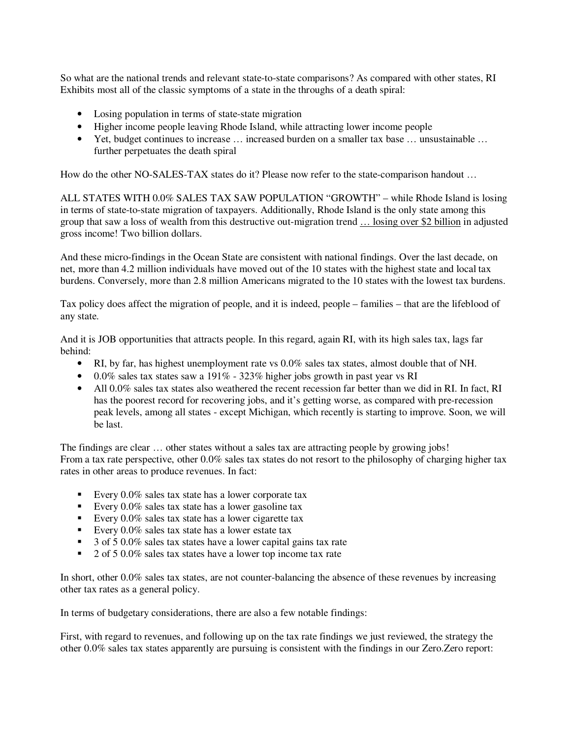So what are the national trends and relevant state-to-state comparisons? As compared with other states, RI Exhibits most all of the classic symptoms of a state in the throughs of a death spiral:

- Losing population in terms of state-state migration
- Higher income people leaving Rhode Island, while attracting lower income people
- Yet, budget continues to increase … increased burden on a smaller tax base … unsustainable … further perpetuates the death spiral

How do the other NO-SALES-TAX states do it? Please now refer to the state-comparison handout …

ALL STATES WITH 0.0% SALES TAX SAW POPULATION "GROWTH" – while Rhode Island is losing in terms of state-to-state migration of taxpayers. Additionally, Rhode Island is the only state among this group that saw a loss of wealth from this destructive out-migration trend … losing over $2 billion in adjusted gross income! Two billion dollars.

And these micro-findings in the Ocean State are consistent with national findings. Over the last decade, on net, more than 4.2 million individuals have moved out of the 10 states with the highest state and local tax burdens. Conversely, more than 2.8 million Americans migrated to the 10 states with the lowest tax burdens.

Tax policy does affect the migration of people, and it is indeed, people – families – that are the lifeblood of any state.

And it is JOB opportunities that attracts people. In this regard, again RI, with its high sales tax, lags far behind:

- RI, by far, has highest unemployment rate vs 0.0% sales tax states, almost double that of NH.
- 0.0% sales tax states saw a 191% - 323% higher jobs growth in past year vs RI
- All 0.0% sales tax states also weathered the recent recession far better than we did in RI. In fact, RI has the poorest record for recovering jobs, and it's getting worse, as compared with pre-recession peak levels, among all states - except Michigan, which recently is starting to improve. Soon, we will be last.

The findings are clear … other states without a sales tax are attracting people by growing jobs!
From a tax rate perspective, other 0.0% sales tax states do not resort to the philosophy of charging higher tax rates in other areas to produce revenues. In fact:

- Every 0.0% sales tax state has a lower corporate tax
- Every 0.0% sales tax state has a lower gasoline tax
- Every 0.0% sales tax state has a lower cigarette tax
- Every 0.0% sales tax state has a lower estate tax
- 3 of 5 0.0% sales tax states have a lower capital gains tax rate
- 2 of 5 0.0% sales tax states have a lower top income tax rate

In short, other 0.0% sales tax states, are not counter-balancing the absence of these revenues by increasing other tax rates as a general policy.

In terms of budgetary considerations, there are also a few notable findings:

First, with regard to revenues, and following up on the tax rate findings we just reviewed, the strategy the other 0.0% sales tax states apparently are pursuing is consistent with the findings in our Zero.Zero report: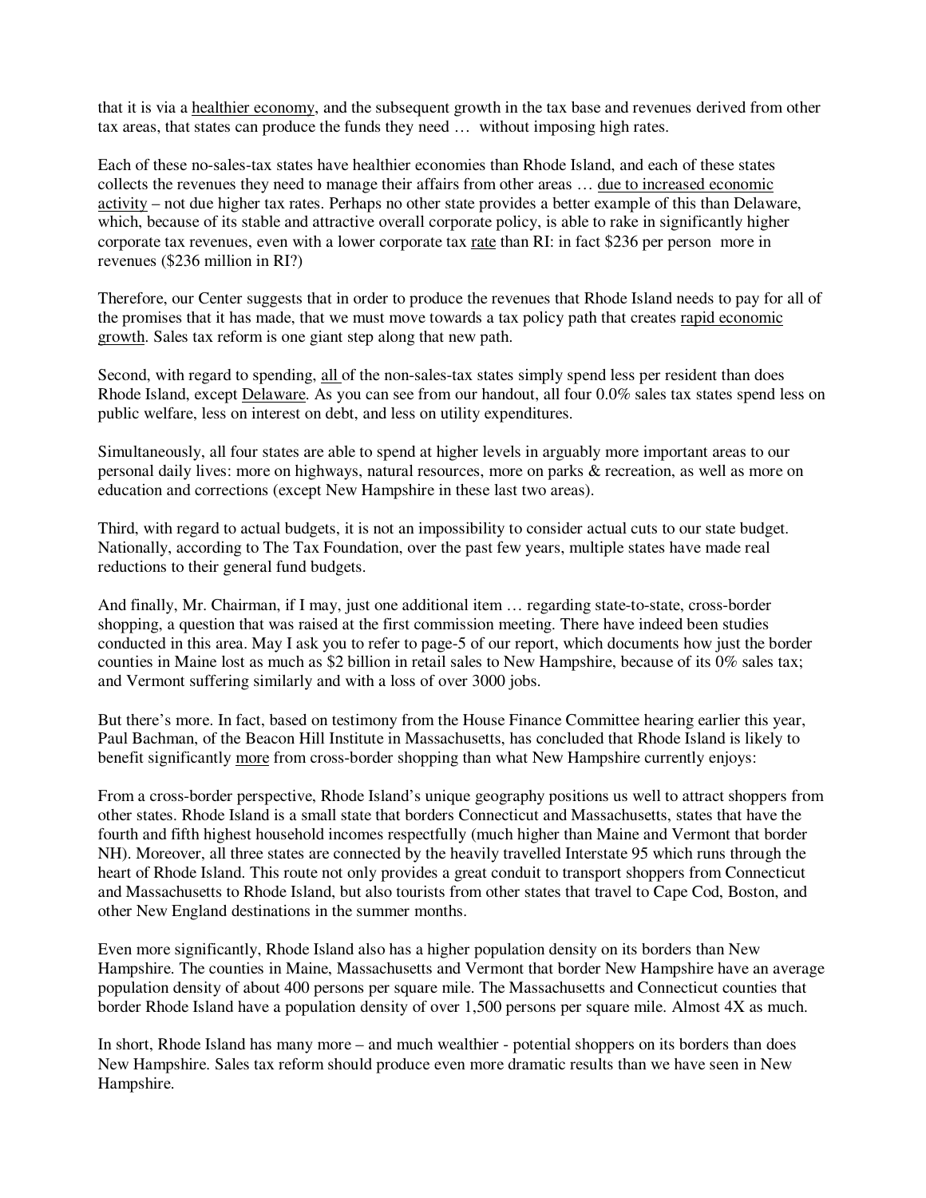that it is via a healthier economy, and the subsequent growth in the tax base and revenues derived from other tax areas, that states can produce the funds they need … without imposing high rates.

Each of these no-sales-tax states have healthier economies than Rhode Island, and each of these states collects the revenues they need to manage their affairs from other areas … due to increased economic activity – not due higher tax rates. Perhaps no other state provides a better example of this than Delaware, which, because of its stable and attractive overall corporate policy, is able to rake in significantly higher corporate tax revenues, even with a lower corporate tax rate than RI: in fact $236 per person more in revenues ($236 million in RI?)

Therefore, our Center suggests that in order to produce the revenues that Rhode Island needs to pay for all of the promises that it has made, that we must move towards a tax policy path that creates rapid economic growth. Sales tax reform is one giant step along that new path.

Second, with regard to spending, all of the non-sales-tax states simply spend less per resident than does Rhode Island, except Delaware. As you can see from our handout, all four 0.0% sales tax states spend less on public welfare, less on interest on debt, and less on utility expenditures.

Simultaneously, all four states are able to spend at higher levels in arguably more important areas to our personal daily lives: more on highways, natural resources, more on parks & recreation, as well as more on education and corrections (except New Hampshire in these last two areas).

Third, with regard to actual budgets, it is not an impossibility to consider actual cuts to our state budget. Nationally, according to The Tax Foundation, over the past few years, multiple states have made real reductions to their general fund budgets.

And finally, Mr. Chairman, if I may, just one additional item … regarding state-to-state, cross-border shopping, a question that was raised at the first commission meeting. There have indeed been studies conducted in this area. May I ask you to refer to page-5 of our report, which documents how just the border counties in Maine lost as much as $2 billion in retail sales to New Hampshire, because of its 0% sales tax; and Vermont suffering similarly and with a loss of over 3000 jobs.

But there's more. In fact, based on testimony from the House Finance Committee hearing earlier this year, Paul Bachman, of the Beacon Hill Institute in Massachusetts, has concluded that Rhode Island is likely to benefit significantly more from cross-border shopping than what New Hampshire currently enjoys:

From a cross-border perspective, Rhode Island's unique geography positions us well to attract shoppers from other states. Rhode Island is a small state that borders Connecticut and Massachusetts, states that have the fourth and fifth highest household incomes respectfully (much higher than Maine and Vermont that border NH). Moreover, all three states are connected by the heavily travelled Interstate 95 which runs through the heart of Rhode Island. This route not only provides a great conduit to transport shoppers from Connecticut and Massachusetts to Rhode Island, but also tourists from other states that travel to Cape Cod, Boston, and other New England destinations in the summer months.

Even more significantly, Rhode Island also has a higher population density on its borders than New Hampshire. The counties in Maine, Massachusetts and Vermont that border New Hampshire have an average population density of about 400 persons per square mile. The Massachusetts and Connecticut counties that border Rhode Island have a population density of over 1,500 persons per square mile. Almost 4X as much.

In short, Rhode Island has many more – and much wealthier - potential shoppers on its borders than does New Hampshire. Sales tax reform should produce even more dramatic results than we have seen in New Hampshire.